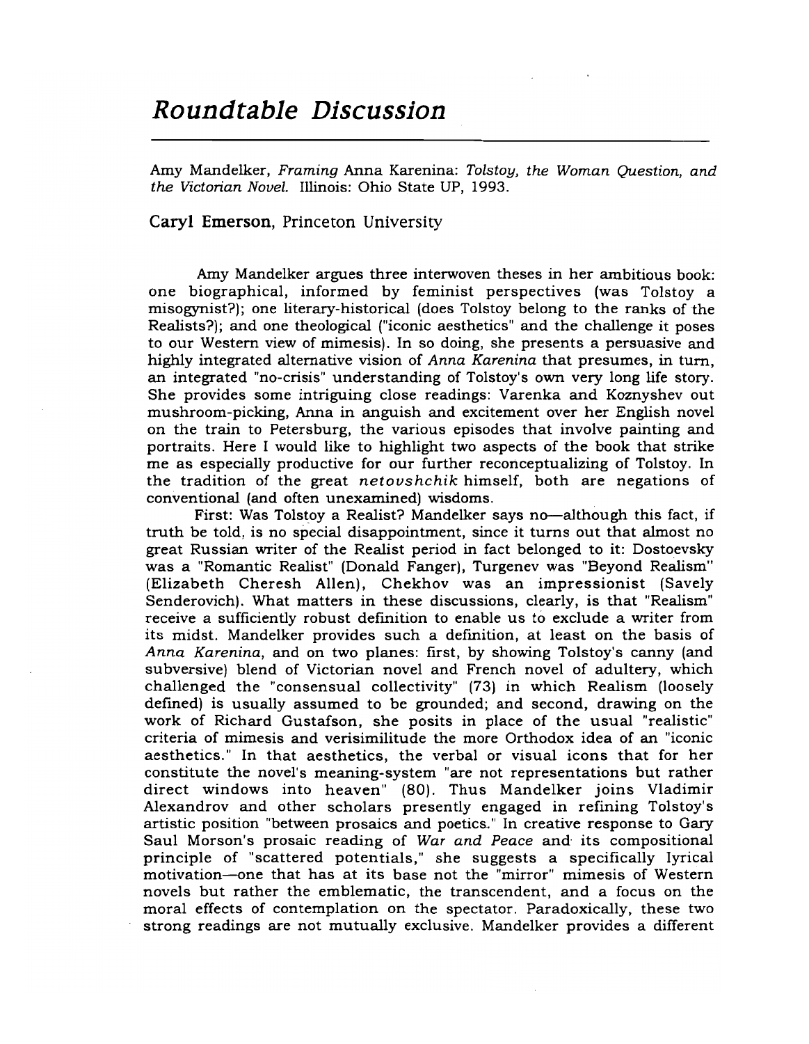# *Roundtable Discussion*

Amy Mandelker, *Framing* Anna Karenina: *Tolstoy, the Woman Question, and the Victorian Novel.* Illinois: Ohio State UP, 1993.

**Caryl Emerson**, Princeton University

Amy Mandelker argues three interwoven theses in her ambitious book: one biographical, informed by feminist perspectives (was Tolstoy a misogynist?); one literary-historical (does Tolstoy belong to the ranks of the Realists?); and one theological ("iconic aesthetics" and the challenge it poses to our Western view of mimesis). In so doing, she presents a persuasive and highly integrated alternative vision of *Anna Karenina* that presumes, in turn, an integrated "no-crisis" understanding of Tolstoy's own very long life story. She provides some intriguing close readings: Varenka and Koznyshev out mushroom-picking, Anna in anguish and excitement over her English novel on the train to Petersburg, the various episodes that involve painting and portraits. Here I would like to highlight two aspects of the book that strike me as especially productive for our further reconceptualizing of Tolstoy. In the tradition of the great *netovshchik* himself, both are negations of conventional (and often unexamined) wisdoms.

First: Was Tolstoy a Realist? Mandelker says no—although this fact, if truth be told, is no special disappointment, since it turns out that almost no great Russian writer of the Realist period in fact belonged to it: Dostoevsky was a "Romantic Realist" (Donald Fanger), Turgenev was "Beyond Realism" (Elizabeth Cheresh Allen), Chekhov was an impressionist (Savely Senderovich). What matters in these discussions, clearly, is that "Realism" receive a sufficiently robust definition to enable us to exclude a writer from its midst. Mandelker provides such a definition, at least on the basis of *Anna Karenina*, and on two planes: first, by showing Tolstoy's canny (and subversive) blend of Victorian novel and French novel of adultery, which challenged the "consensual collectivity" (73) in which Realism (loosely defined) is usually assumed to be grounded; and second, drawing on the work of Richard Gustafson, she posits in place of the usual "realistic" criteria of mimesis and verisimilitude the more Orthodox idea of an "iconic aesthetics." In that aesthetics, the verbal or visual icons that for her constitute the novel's meaning-system "are not representations but rather direct windows into heaven" (80). Thus Mandelker joins Vladimir Alexandrov and other scholars presently engaged in refining Tolstoy's artistic position "between prosaics and poetics." In creative response to Gary Saul Morson's prosaic reading of *War and Peace* and its compositional principle of "scattered potentials," she suggests a specifically lyrical motivation—one that has at its base not the "mirror" mimesis of Western novels but rather the emblematic, the transcendent, and a focus on the moral effects of contemplation on the spectator. Paradoxically, these two strong readings are not mutually exclusive. Mandelker provides a different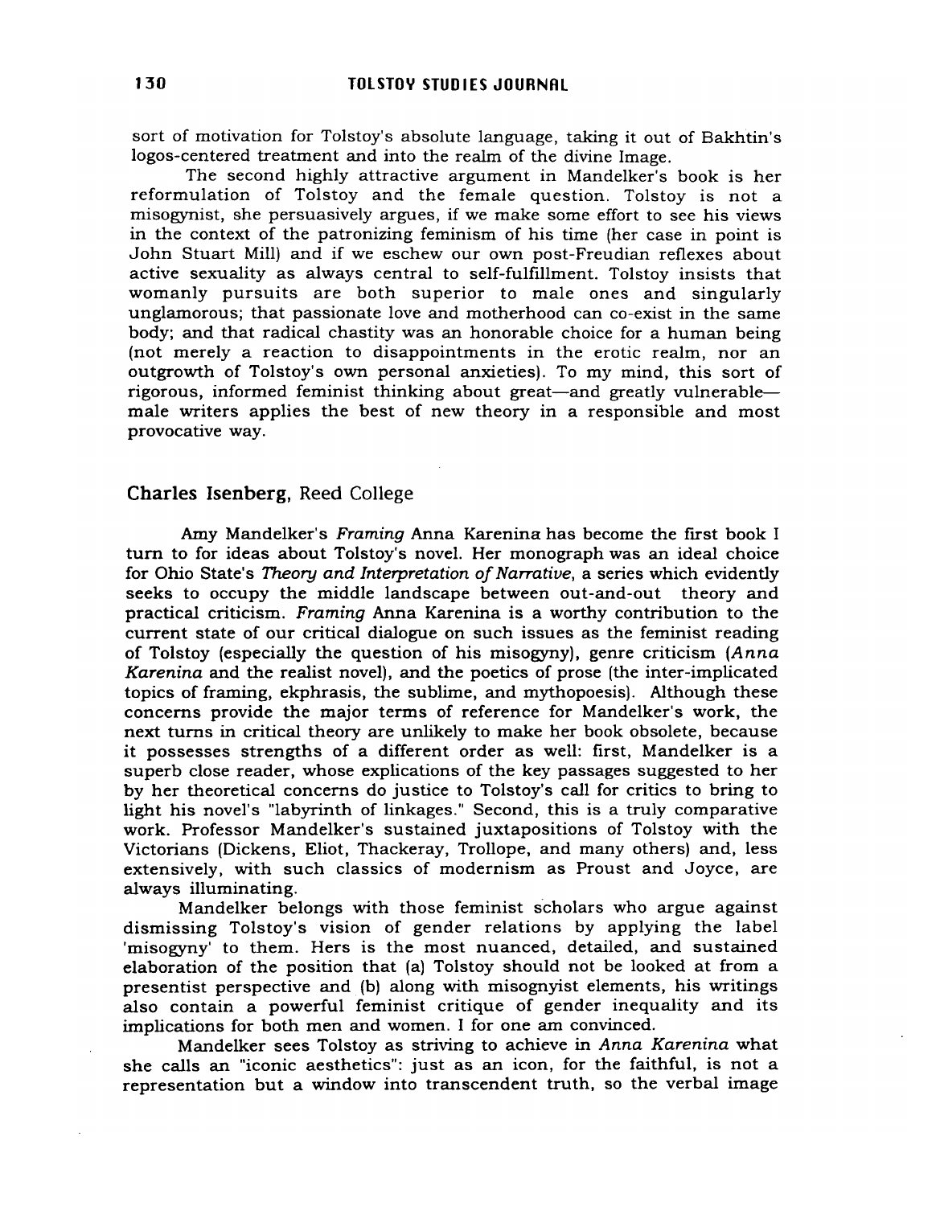sort of motivation for Tolstoy's absolute language, taking it out of Bakhtin's logos-centered treatment and into the realm of the divine Image.

The second highly attractive argument in Mandelker's book is her reformulation of Tolstoy and the female question. Tolstoy is not a misogynist, she persuasively argues, if we make some effort to see his views in the context of the patronizing feminism of his time (her case in point is John Stuart Mill) and if we eschew our own post-Freudian reflexes about active sexuality as always central to self-fulfillment. Tolstoy insists that womanly pursuits are both superior to male ones and singularly unglamorous; that passionate love and motherhood can co-exist in the same body; and that radical chastity was an honorable choice for a human being (not merely a reaction to disappointments in the erotic realm, nor an outgrowth of Tolstoy's own personal anxieties). To my mind, this sort of rigorous, informed feminist thinking about great—and greatly vulnerable—male writers applies the best of new theory in a responsible and most provocative way.

## Charles Isenberg, Reed College

Amy Mandelker's *Framing* Anna Karenina has become the first book I turn to for ideas about Tolstoy's novel. Her monograph was an ideal choice for Ohio State's *Theory and Interpretation of Narrative*, a series which evidently seeks to occupy the middle landscape between out-and-out theory and practical criticism. *Framing* Anna Karenina is a worthy contribution to the current state of our critical dialogue on such issues as the feminist reading of Tolstoy (especially the question of his misogyny), genre criticism (*Anna Karenina* and the realist novel), and the poetics of prose (the inter-implicated topics of framing, ekphrasis, the sublime, and mythopoesis). Although these concerns provide the major terms of reference for Mandelker's work, the next turns in critical theory are unlikely to make her book obsolete, because it possesses strengths of a different order as well: first, Mandelker is a superb close reader, whose explications of the key passages suggested to her by her theoretical concerns do justice to Tolstoy's call for critics to bring to light his novel's "labyrinth of linkages." Second, this is a truly comparative work. Professor Mandelker's sustained juxtapositions of Tolstoy with the Victorians (Dickens, Eliot, Thackeray, Trollope, and many others) and, less extensively, with such classics of modernism as Proust and Joyce, are always illuminating.

Mandelker belongs with those feminist scholars who argue against dismissing Tolstoy's vision of gender relations by applying the label 'misogyny' to them. Hers is the most nuanced, detailed, and sustained elaboration of the position that (a) Tolstoy should not be looked at from a presentist perspective and (b) along with misognyist elements, his writings also contain a powerful feminist critique of gender inequality and its implications for both men and women. I for one am convinced.

Mandelker sees Tolstoy as striving to achieve in *Anna Karenina* what she calls an "iconic aesthetics": just as an icon, for the faithful, is not a representation but a window into transcendent truth, so the verbal image